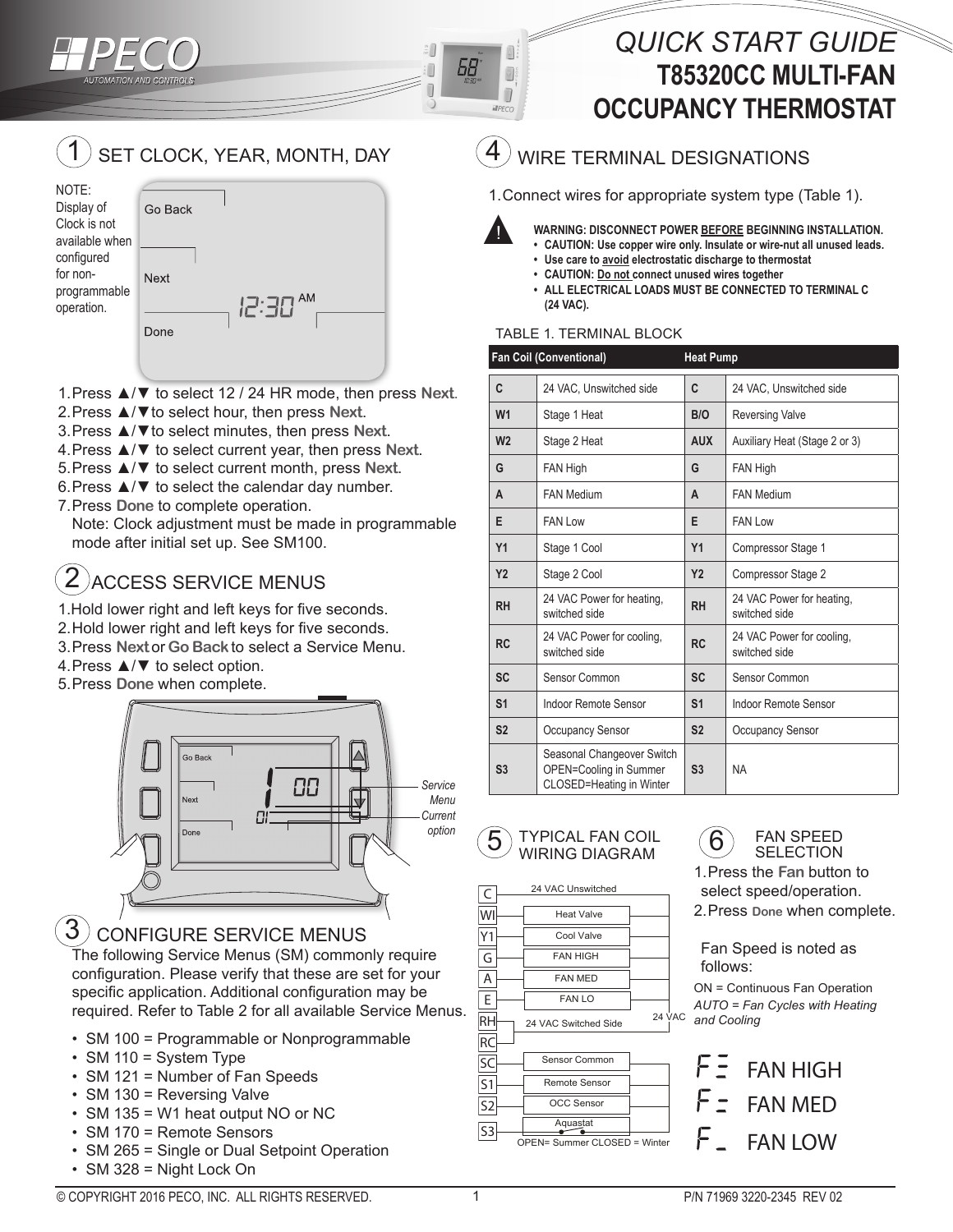# QUICK START GUIDE
# T85320CC MULTI-FAN OCCUPANCY THERMOSTAT

## 1 SET CLOCK, YEAR, MONTH, DAY

NOTE: Display of Clock is not available when configured for non-programmable operation.

Go Back
Next
Done
12:30 AM

1. Press ▲/▼ to select 12 / 24 HR mode, then press **Next**.
2. Press ▲/▼ to select hour, then press **Next**.
3. Press ▲/▼ to select minutes, then press **Next**.
4. Press ▲/▼ to select current year, then press **Next**.
5. Press ▲/▼ to select current month, press **Next**.
6. Press ▲/▼ to select the calendar day number.
7. Press **Done** to complete operation.
   Note: Clock adjustment must be made in programmable mode after initial set up. See SM100.

## 2 ACCESS SERVICE MENUS

1. Hold lower right and left keys for five seconds.
2. Hold lower right and left keys for five seconds.
3. Press **Next** or **Go Back** to select a Service Menu.
4. Press ▲/▼ to select option.
5. Press **Done** when complete.

Go Back
Next
Done
1 00
01
*Service Menu*
*Current option*

## 3 CONFIGURE SERVICE MENUS

The following Service Menus (SM) commonly require configuration. Please verify that these are set for your specific application. Additional configuration may be required. Refer to Table 2 for all available Service Menus.

- SM 100 = Programmable or Nonprogrammable
- SM 110 = System Type
- SM 121 = Number of Fan Speeds
- SM 130 = Reversing Valve
- SM 135 = W1 heat output NO or NC
- SM 170 = Remote Sensors
- SM 265 = Single or Dual Setpoint Operation
- SM 328 = Night Lock On

## 4 WIRE TERMINAL DESIGNATIONS

1. Connect wires for appropriate system type (Table 1).

**WARNING: DISCONNECT POWER BEFORE BEGINNING INSTALLATION.**
- **CAUTION: Use copper wire only. Insulate or wire-nut all unused leads.**
- **Use care to avoid electrostatic discharge to thermostat**
- **CAUTION: Do not connect unused wires together**
- **ALL ELECTRICAL LOADS MUST BE CONNECTED TO TERMINAL C (24 VAC).**

TABLE 1. TERMINAL BLOCK

| Fan Coil (Conventional) | | Heat Pump | |
|---|---|---|---|
| **C** | 24 VAC, Unswitched side | **C** | 24 VAC, Unswitched side |
| **W1** | Stage 1 Heat | **B/O** | Reversing Valve |
| **W2** | Stage 2 Heat | **AUX** | Auxiliary Heat (Stage 2 or 3) |
| **G** | FAN High | **G** | FAN High |
| **A** | FAN Medium | **A** | FAN Medium |
| **E** | FAN Low | **E** | FAN Low |
| **Y1** | Stage 1 Cool | **Y1** | Compressor Stage 1 |
| **Y2** | Stage 2 Cool | **Y2** | Compressor Stage 2 |
| **RH** | 24 VAC Power for heating, switched side | **RH** | 24 VAC Power for heating, switched side |
| **RC** | 24 VAC Power for cooling, switched side | **RC** | 24 VAC Power for cooling, switched side |
| **SC** | Sensor Common | **SC** | Sensor Common |
| **S1** | Indoor Remote Sensor | **S1** | Indoor Remote Sensor |
| **S2** | Occupancy Sensor | **S2** | Occupancy Sensor |
| **S3** | Seasonal Changeover Switch OPEN=Cooling in Summer CLOSED=Heating in Winter | **S3** | NA |

## 5 TYPICAL FAN COIL WIRING DIAGRAM

C — 24 VAC Unswitched
WI — Heat Valve
Y1 — Cool Valve
G — FAN HIGH
A — FAN MED
E — FAN LO
RH — 24 VAC Switched Side — 24 VAC
RC
SC — Sensor Common
S1 — Remote Sensor
S2 — OCC Sensor
S3 — Aquastat
OPEN= Summer CLOSED = Winter

## 6 FAN SPEED SELECTION

1. Press the **Fan** button to select speed/operation.
2. Press **Done** when complete.

Fan Speed is noted as follows:

ON = Continuous Fan Operation
*AUTO = Fan Cycles with Heating and Cooling*

F ☰ FAN HIGH
F = FAN MED
F _ FAN LOW

© COPYRIGHT 2016 PECO, INC. ALL RIGHTS RESERVED. P/N 71969 3220-2345 REV 02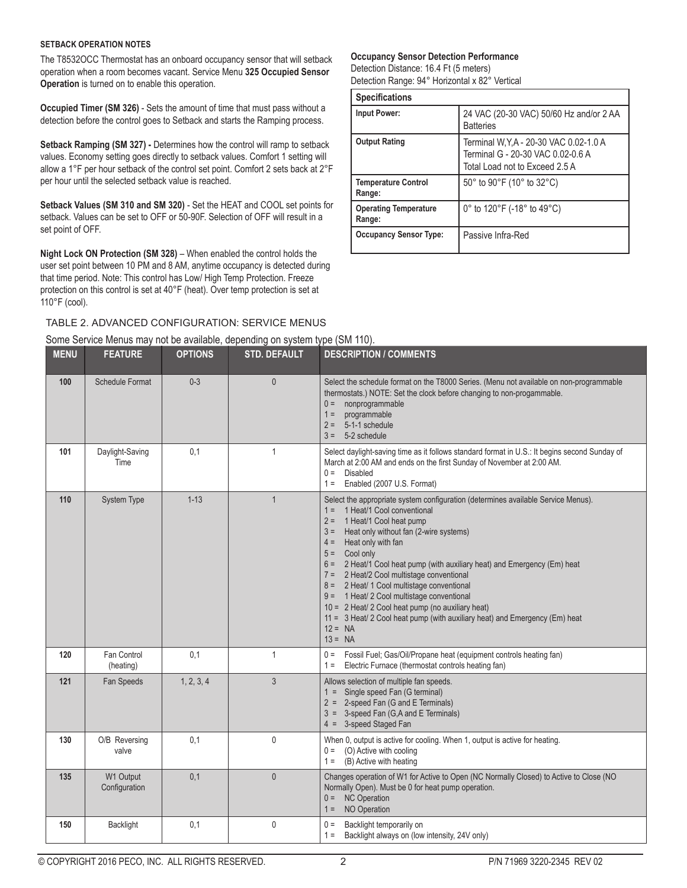#### SETBACK OPERATION NOTES

The T8532OCC Thermostat has an onboard occupancy sensor that will setback operation when a room becomes vacant. Service Menu **325 Occupied Sensor Operation** is turned on to enable this operation.

**Occupied Timer (SM 326)** - Sets the amount of time that must pass without a detection before the control goes to Setback and starts the Ramping process.

**Setback Ramping (SM 327) -** Determines how the control will ramp to setback values. Economy setting goes directly to setback values. Comfort 1 setting will allow a 1°F per hour setback of the control set point. Comfort 2 sets back at 2°F per hour until the selected setback value is reached.

**Setback Values (SM 310 and SM 320)** - Set the HEAT and COOL set points for setback. Values can be set to OFF or 50-90F. Selection of OFF will result in a set point of OFF.

**Night Lock ON Protection (SM 328)** – When enabled the control holds the user set point between 10 PM and 8 AM, anytime occupancy is detected during that time period. Note: This control has Low/ High Temp Protection. Freeze protection on this control is set at 40°F (heat). Over temp protection is set at 110°F (cool).

**Occupancy Sensor Detection Performance**
Detection Distance: 16.4 Ft (5 meters)
Detection Range: 94° Horizontal x 82° Vertical

| Specifications | |
|---|---|
| **Input Power:** | 24 VAC (20-30 VAC) 50/60 Hz and/or 2 AA Batteries |
| **Output Rating** | Terminal W,Y,A - 20-30 VAC 0.02-1.0 A<br>Terminal G - 20-30 VAC 0.02-0.6 A<br>Total Load not to Exceed 2.5 A |
| **Temperature Control Range:** | 50° to 90°F (10° to 32°C) |
| **Operating Temperature Range:** | 0° to 120°F (-18° to 49°C) |
| **Occupancy Sensor Type:** | Passive Infra-Red |

## TABLE 2. ADVANCED CONFIGURATION: SERVICE MENUS

Some Service Menus may not be available, depending on system type (SM 110).

| MENU | FEATURE | OPTIONS | STD. DEFAULT | DESCRIPTION / COMMENTS |
|---|---|---|---|---|
| **100** | Schedule Format | 0-3 | 0 | Select the schedule format on the T8000 Series. (Menu not available on non-programmable thermostats.) NOTE: Set the clock before changing to non-progammable.<br>0 = nonprogrammable<br>1 = programmable<br>2 = 5-1-1 schedule<br>3 = 5-2 schedule |
| **101** | Daylight-Saving Time | 0,1 | 1 | Select daylight-saving time as it follows standard format in U.S.: It begins second Sunday of March at 2:00 AM and ends on the first Sunday of November at 2:00 AM.<br>0 = Disabled<br>1 = Enabled (2007 U.S. Format) |
| **110** | System Type | 1-13 | 1 | Select the appropriate system configuration (determines available Service Menus).<br>1 = 1 Heat/1 Cool conventional<br>2 = 1 Heat/1 Cool heat pump<br>3 = Heat only without fan (2-wire systems)<br>4 = Heat only with fan<br>5 = Cool only<br>6 = 2 Heat/1 Cool heat pump (with auxiliary heat) and Emergency (Em) heat<br>7 = 2 Heat/2 Cool multistage conventional<br>8 = 2 Heat/ 1 Cool multistage conventional<br>9 = 1 Heat/ 2 Cool multistage conventional<br>10 = 2 Heat/ 2 Cool heat pump (no auxiliary heat)<br>11 = 3 Heat/ 2 Cool heat pump (with auxiliary heat) and Emergency (Em) heat<br>12 = NA<br>13 = NA |
| **120** | Fan Control (heating) | 0,1 | 1 | 0 = Fossil Fuel; Gas/Oil/Propane heat (equipment controls heating fan)<br>1 = Electric Furnace (thermostat controls heating fan) |
| **121** | Fan Speeds | 1, 2, 3, 4 | 3 | Allows selection of multiple fan speeds.<br>1 = Single speed Fan (G terminal)<br>2 = 2-speed Fan (G and E Terminals)<br>3 = 3-speed Fan (G,A and E Terminals)<br>4 = 3-speed Staged Fan |
| **130** | O/B Reversing valve | 0,1 | 0 | When 0, output is active for cooling. When 1, output is active for heating.<br>0 = (O) Active with cooling<br>1 = (B) Active with heating |
| **135** | W1 Output Configuration | 0,1 | 0 | Changes operation of W1 for Active to Open (NC Normally Closed) to Active to Close (NO Normally Open). Must be 0 for heat pump operation.<br>0 = NC Operation<br>1 = NO Operation |
| **150** | Backlight | 0,1 | 0 | 0 = Backlight temporarily on<br>1 = Backlight always on (low intensity, 24V only) |

© COPYRIGHT 2016 PECO, INC. ALL RIGHTS RESERVED. P/N 71969 3220-2345 REV 02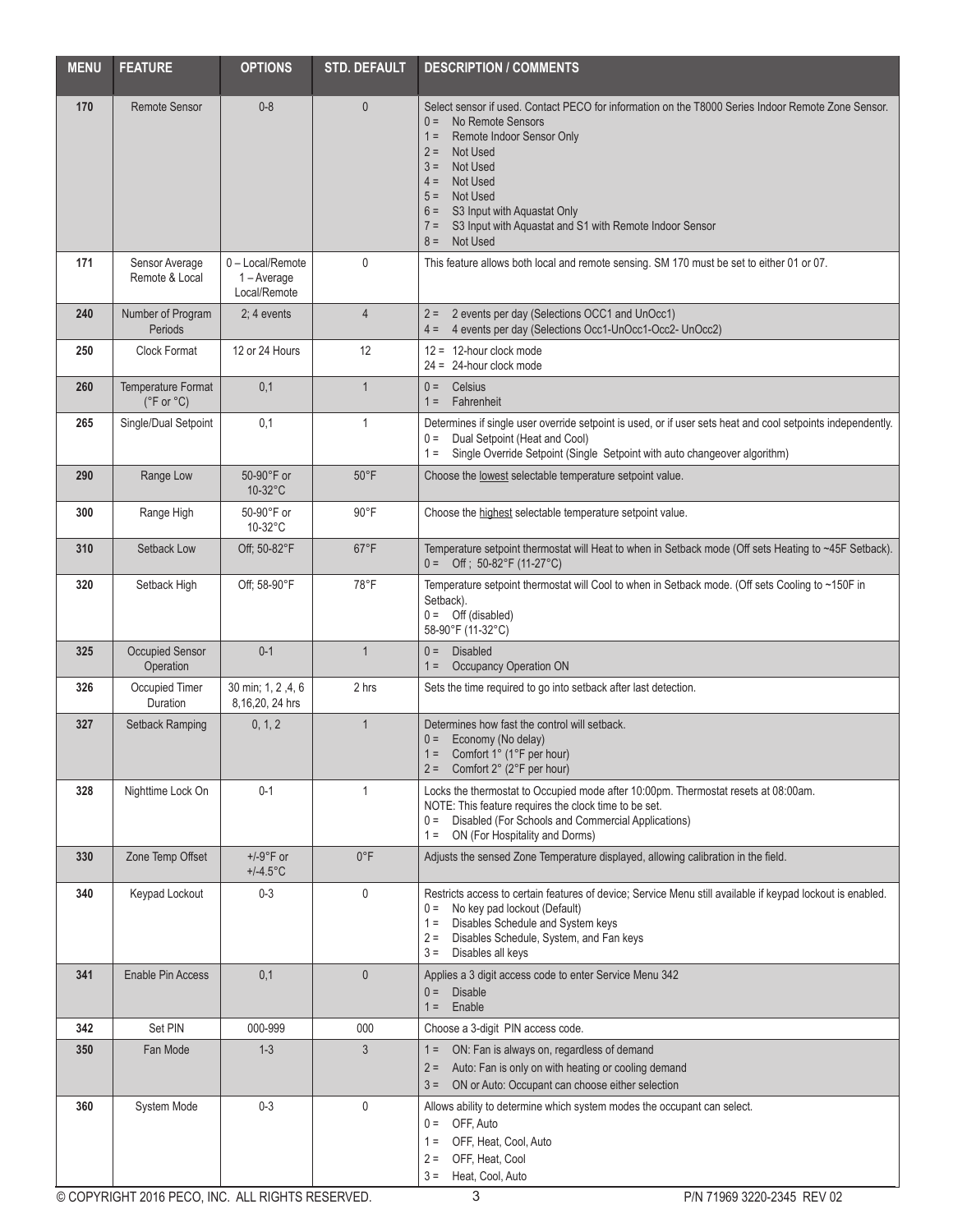| MENU | FEATURE | OPTIONS | STD. DEFAULT | DESCRIPTION / COMMENTS |
|---|---|---|---|---|
| 170 | Remote Sensor | 0-8 | 0 | Select sensor if used. Contact PECO for information on the T8000 Series Indoor Remote Zone Sensor.<br>0 = No Remote Sensors<br>1 = Remote Indoor Sensor Only<br>2 = Not Used<br>3 = Not Used<br>4 = Not Used<br>5 = Not Used<br>6 = S3 Input with Aquastat Only<br>7 = S3 Input with Aquastat and S1 with Remote Indoor Sensor<br>8 = Not Used |
| 171 | Sensor Average Remote & Local | 0 – Local/Remote<br>1 – Average Local/Remote | 0 | This feature allows both local and remote sensing. SM 170 must be set to either 01 or 07. |
| 240 | Number of Program Periods | 2; 4 events | 4 | 2 = 2 events per day (Selections OCC1 and UnOcc1)<br>4 = 4 events per day (Selections Occ1-UnOcc1-Occ2- UnOcc2) |
| 250 | Clock Format | 12 or 24 Hours | 12 | 12 = 12-hour clock mode<br>24 = 24-hour clock mode |
| 260 | Temperature Format (°F or °C) | 0,1 | 1 | 0 = Celsius<br>1 = Fahrenheit |
| 265 | Single/Dual Setpoint | 0,1 | 1 | Determines if single user override setpoint is used, or if user sets heat and cool setpoints independently.<br>0 = Dual Setpoint (Heat and Cool)<br>1 = Single Override Setpoint (Single Setpoint with auto changeover algorithm) |
| 290 | Range Low | 50-90°F or 10-32°C | 50°F | Choose the lowest selectable temperature setpoint value. |
| 300 | Range High | 50-90°F or 10-32°C | 90°F | Choose the highest selectable temperature setpoint value. |
| 310 | Setback Low | Off; 50-82°F | 67°F | Temperature setpoint thermostat will Heat to when in Setback mode (Off sets Heating to ~45F Setback).<br>0 = Off ; 50-82°F (11-27°C) |
| 320 | Setback High | Off; 58-90°F | 78°F | Temperature setpoint thermostat will Cool to when in Setback mode. (Off sets Cooling to ~150F in Setback).<br>0 = Off (disabled)<br>58-90°F (11-32°C) |
| 325 | Occupied Sensor Operation | 0-1 | 1 | 0 = Disabled<br>1 = Occupancy Operation ON |
| 326 | Occupied Timer Duration | 30 min; 1, 2 ,4, 6 8,16,20, 24 hrs | 2 hrs | Sets the time required to go into setback after last detection. |
| 327 | Setback Ramping | 0, 1, 2 | 1 | Determines how fast the control will setback.<br>0 = Economy (No delay)<br>1 = Comfort 1° (1°F per hour)<br>2 = Comfort 2° (2°F per hour) |
| 328 | Nighttime Lock On | 0-1 | 1 | Locks the thermostat to Occupied mode after 10:00pm. Thermostat resets at 08:00am.<br>NOTE: This feature requires the clock time to be set.<br>0 = Disabled (For Schools and Commercial Applications)<br>1 = ON (For Hospitality and Dorms) |
| 330 | Zone Temp Offset | +/-9°F or +/-4.5°C | 0°F | Adjusts the sensed Zone Temperature displayed, allowing calibration in the field. |
| 340 | Keypad Lockout | 0-3 | 0 | Restricts access to certain features of device; Service Menu still available if keypad lockout is enabled.<br>0 = No key pad lockout (Default)<br>1 = Disables Schedule and System keys<br>2 = Disables Schedule, System, and Fan keys<br>3 = Disables all keys |
| 341 | Enable Pin Access | 0,1 | 0 | Applies a 3 digit access code to enter Service Menu 342<br>0 = Disable<br>1 = Enable |
| 342 | Set PIN | 000-999 | 000 | Choose a 3-digit PIN access code. |
| 350 | Fan Mode | 1-3 | 3 | 1 = ON: Fan is always on, regardless of demand<br>2 = Auto: Fan is only on with heating or cooling demand<br>3 = ON or Auto: Occupant can choose either selection |
| 360 | System Mode | 0-3 | 0 | Allows ability to determine which system modes the occupant can select.<br>0 = OFF, Auto<br>1 = OFF, Heat, Cool, Auto<br>2 = OFF, Heat, Cool<br>3 = Heat, Cool, Auto |

© COPYRIGHT 2016 PECO, INC. ALL RIGHTS RESERVED. P/N 71969 3220-2345 REV 02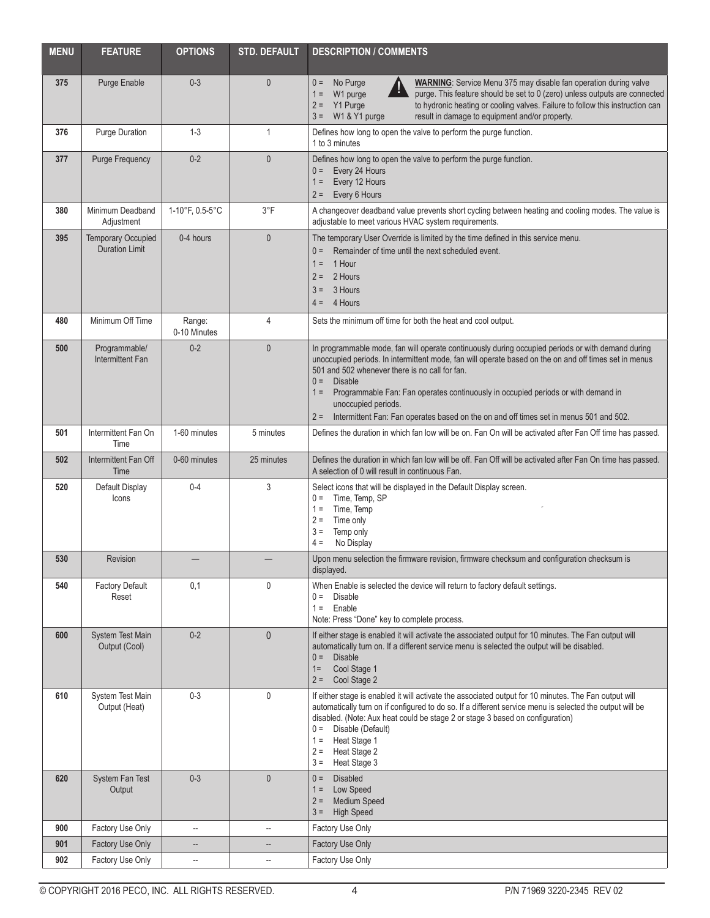| MENU | FEATURE | OPTIONS | STD. DEFAULT | DESCRIPTION / COMMENTS |
|---|---|---|---|---|
| 375 | Purge Enable | 0-3 | 0 | 0 = No Purge<br>1 = W1 purge<br>2 = Y1 Purge<br>3 = W1 & Y1 purge<br>**WARNING**: Service Menu 375 may disable fan operation during valve purge. This feature should be set to 0 (zero) unless outputs are connected to hydronic heating or cooling valves. Failure to follow this instruction can result in damage to equipment and/or property. |
| 376 | Purge Duration | 1-3 | 1 | Defines how long to open the valve to perform the purge function.<br>1 to 3 minutes |
| 377 | Purge Frequency | 0-2 | 0 | Defines how long to open the valve to perform the purge function.<br>0 = Every 24 Hours<br>1 = Every 12 Hours<br>2 = Every 6 Hours |
| 380 | Minimum Deadband Adjustment | 1-10°F, 0.5-5°C | 3°F | A changeover deadband value prevents short cycling between heating and cooling modes. The value is adjustable to meet various HVAC system requirements. |
| 395 | Temporary Occupied Duration Limit | 0-4 hours | 0 | The temporary User Override is limited by the time defined in this service menu.<br>0 = Remainder of time until the next scheduled event.<br>1 = 1 Hour<br>2 = 2 Hours<br>3 = 3 Hours<br>4 = 4 Hours |
| 480 | Minimum Off Time | Range: 0-10 Minutes | 4 | Sets the minimum off time for both the heat and cool output. |
| 500 | Programmable/ Intermittent Fan | 0-2 | 0 | In programmable mode, fan will operate continuously during occupied periods or with demand during unoccupied periods. In intermittent mode, fan will operate based on the on and off times set in menus 501 and 502 whenever there is no call for fan.<br>0 = Disable<br>1 = Programmable Fan: Fan operates continuously in occupied periods or with demand in unoccupied periods.<br>2 = Intermittent Fan: Fan operates based on the on and off times set in menus 501 and 502. |
| 501 | Intermittent Fan On Time | 1-60 minutes | 5 minutes | Defines the duration in which fan low will be on. Fan On will be activated after Fan Off time has passed. |
| 502 | Intermittent Fan Off Time | 0-60 minutes | 25 minutes | Defines the duration in which fan low will be off. Fan Off will be activated after Fan On time has passed. A selection of 0 will result in continuous Fan. |
| 520 | Default Display Icons | 0-4 | 3 | Select icons that will be displayed in the Default Display screen.<br>0 = Time, Temp, SP<br>1 = Time, Temp<br>2 = Time only<br>3 = Temp only<br>4 = No Display |
| 530 | Revision | — | — | Upon menu selection the firmware revision, firmware checksum and configuration checksum is displayed. |
| 540 | Factory Default Reset | 0,1 | 0 | When Enable is selected the device will return to factory default settings.<br>0 = Disable<br>1 = Enable<br>Note: Press "Done" key to complete process. |
| 600 | System Test Main Output (Cool) | 0-2 | 0 | If either stage is enabled it will activate the associated output for 10 minutes. The Fan output will automatically turn on. If a different service menu is selected the output will be disabled.<br>0 = Disable<br>1= Cool Stage 1<br>2 = Cool Stage 2 |
| 610 | System Test Main Output (Heat) | 0-3 | 0 | If either stage is enabled it will activate the associated output for 10 minutes. The Fan output will automatically turn on if configured to do so. If a different service menu is selected the output will be disabled. (Note: Aux heat could be stage 2 or stage 3 based on configuration)<br>0 = Disable (Default)<br>1 = Heat Stage 1<br>2 = Heat Stage 2<br>3 = Heat Stage 3 |
| 620 | System Fan Test Output | 0-3 | 0 | 0 = Disabled<br>1 = Low Speed<br>2 = Medium Speed<br>3 = High Speed |
| 900 | Factory Use Only | -- | -- | Factory Use Only |
| 901 | Factory Use Only | -- | -- | Factory Use Only |
| 902 | Factory Use Only | -- | -- | Factory Use Only |

© COPYRIGHT 2016 PECO, INC. ALL RIGHTS RESERVED. P/N 71969 3220-2345 REV 02